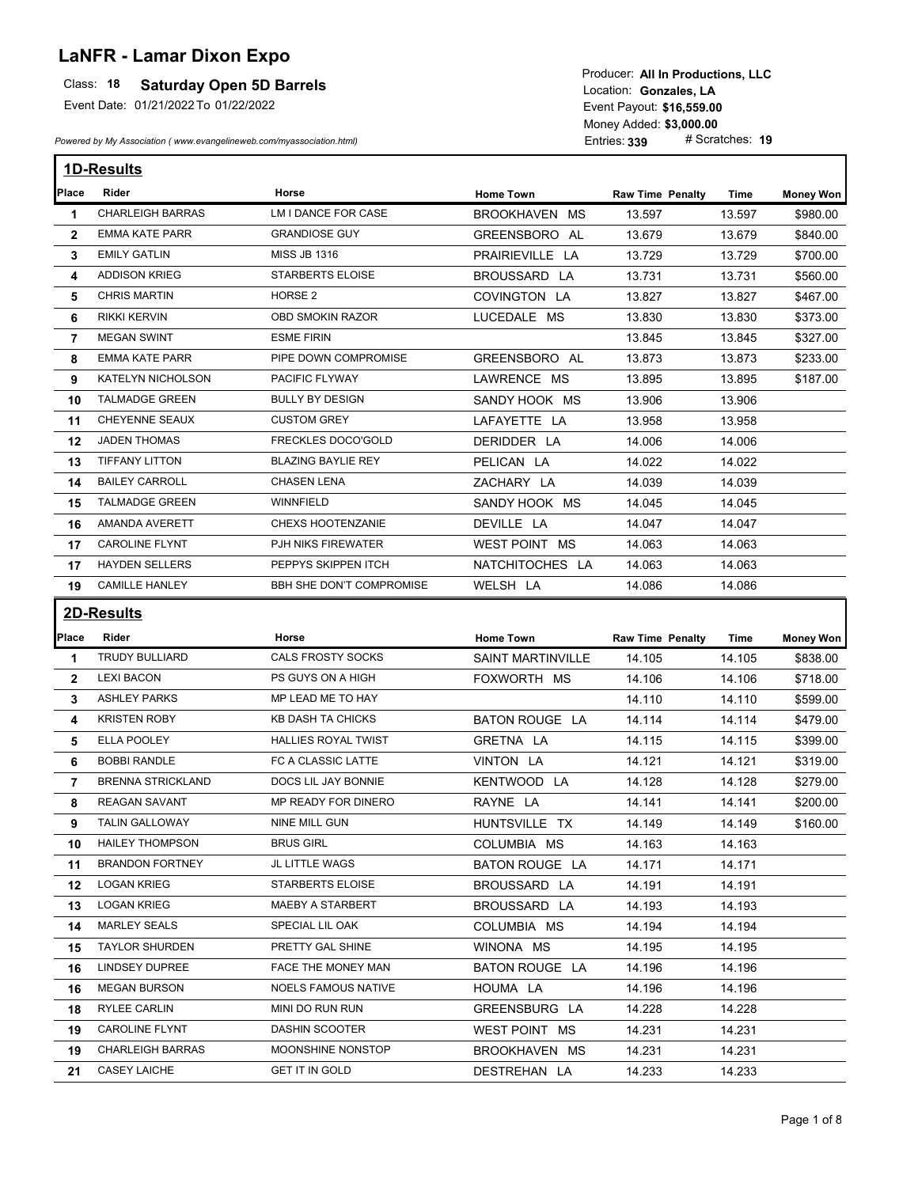# LaNFR - Lamar Dixon Expo

Class: **18** **Saturday Open 5D Barrels**

Event Date: 01/21/2022 To 01/22/2022

*Powered by My Association ( www.evangelineweb.com/myassociation.html)*

Producer: **All In Productions, LLC**
Location: **Gonzales, LA**
Event Payout: **$16,559.00**
Money Added: **$3,000.00**
Entries: **339** # Scratches: **19**

## 1D-Results

| Place | Rider | Horse | Home Town | Raw Time | Penalty | Time | Money Won |
|---|---|---|---|---|---|---|---|
| 1 | CHARLEIGH BARRAS | LM I DANCE FOR CASE | BROOKHAVEN MS | 13.597 | | 13.597 | $980.00 |
| 2 | EMMA KATE PARR | GRANDIOSE GUY | GREENSBORO AL | 13.679 | | 13.679 | $840.00 |
| 3 | EMILY GATLIN | MISS JB 1316 | PRAIRIEVILLE LA | 13.729 | | 13.729 | $700.00 |
| 4 | ADDISON KRIEG | STARBERTS ELOISE | BROUSSARD LA | 13.731 | | 13.731 | $560.00 |
| 5 | CHRIS MARTIN | HORSE 2 | COVINGTON LA | 13.827 | | 13.827 | $467.00 |
| 6 | RIKKI KERVIN | OBD SMOKIN RAZOR | LUCEDALE MS | 13.830 | | 13.830 | $373.00 |
| 7 | MEGAN SWINT | ESME FIRIN | | 13.845 | | 13.845 | $327.00 |
| 8 | EMMA KATE PARR | PIPE DOWN COMPROMISE | GREENSBORO AL | 13.873 | | 13.873 | $233.00 |
| 9 | KATELYN NICHOLSON | PACIFIC FLYWAY | LAWRENCE MS | 13.895 | | 13.895 | $187.00 |
| 10 | TALMADGE GREEN | BULLY BY DESIGN | SANDY HOOK MS | 13.906 | | 13.906 | |
| 11 | CHEYENNE SEAUX | CUSTOM GREY | LAFAYETTE LA | 13.958 | | 13.958 | |
| 12 | JADEN THOMAS | FRECKLES DOCO'GOLD | DERIDDER LA | 14.006 | | 14.006 | |
| 13 | TIFFANY LITTON | BLAZING BAYLIE REY | PELICAN LA | 14.022 | | 14.022 | |
| 14 | BAILEY CARROLL | CHASEN LENA | ZACHARY LA | 14.039 | | 14.039 | |
| 15 | TALMADGE GREEN | WINNFIELD | SANDY HOOK MS | 14.045 | | 14.045 | |
| 16 | AMANDA AVERETT | CHEXS HOOTENZANIE | DEVILLE LA | 14.047 | | 14.047 | |
| 17 | CAROLINE FLYNT | PJH NIKS FIREWATER | WEST POINT MS | 14.063 | | 14.063 | |
| 17 | HAYDEN SELLERS | PEPPYS SKIPPEN ITCH | NATCHITOCHES LA | 14.063 | | 14.063 | |
| 19 | CAMILLE HANLEY | BBH SHE DON'T COMPROMISE | WELSH LA | 14.086 | | 14.086 | |

## 2D-Results

| Place | Rider | Horse | Home Town | Raw Time | Penalty | Time | Money Won |
|---|---|---|---|---|---|---|---|
| 1 | TRUDY BULLIARD | CALS FROSTY SOCKS | SAINT MARTINVILLE | 14.105 | | 14.105 | $838.00 |
| 2 | LEXI BACON | PS GUYS ON A HIGH | FOXWORTH MS | 14.106 | | 14.106 | $718.00 |
| 3 | ASHLEY PARKS | MP LEAD ME TO HAY | | 14.110 | | 14.110 | $599.00 |
| 4 | KRISTEN ROBY | KB DASH TA CHICKS | BATON ROUGE LA | 14.114 | | 14.114 | $479.00 |
| 5 | ELLA POOLEY | HALLIES ROYAL TWIST | GRETNA LA | 14.115 | | 14.115 | $399.00 |
| 6 | BOBBI RANDLE | FC A CLASSIC LATTE | VINTON LA | 14.121 | | 14.121 | $319.00 |
| 7 | BRENNA STRICKLAND | DOCS LIL JAY BONNIE | KENTWOOD LA | 14.128 | | 14.128 | $279.00 |
| 8 | REAGAN SAVANT | MP READY FOR DINERO | RAYNE LA | 14.141 | | 14.141 | $200.00 |
| 9 | TALIN GALLOWAY | NINE MILL GUN | HUNTSVILLE TX | 14.149 | | 14.149 | $160.00 |
| 10 | HAILEY THOMPSON | BRUS GIRL | COLUMBIA MS | 14.163 | | 14.163 | |
| 11 | BRANDON FORTNEY | JL LITTLE WAGS | BATON ROUGE LA | 14.171 | | 14.171 | |
| 12 | LOGAN KRIEG | STARBERTS ELOISE | BROUSSARD LA | 14.191 | | 14.191 | |
| 13 | LOGAN KRIEG | MAEBY A STARBERT | BROUSSARD LA | 14.193 | | 14.193 | |
| 14 | MARLEY SEALS | SPECIAL LIL OAK | COLUMBIA MS | 14.194 | | 14.194 | |
| 15 | TAYLOR SHURDEN | PRETTY GAL SHINE | WINONA MS | 14.195 | | 14.195 | |
| 16 | LINDSEY DUPREE | FACE THE MONEY MAN | BATON ROUGE LA | 14.196 | | 14.196 | |
| 16 | MEGAN BURSON | NOELS FAMOUS NATIVE | HOUMA LA | 14.196 | | 14.196 | |
| 18 | RYLEE CARLIN | MINI DO RUN RUN | GREENSBURG LA | 14.228 | | 14.228 | |
| 19 | CAROLINE FLYNT | DASHIN SCOOTER | WEST POINT MS | 14.231 | | 14.231 | |
| 19 | CHARLEIGH BARRAS | MOONSHINE NONSTOP | BROOKHAVEN MS | 14.231 | | 14.231 | |
| 21 | CASEY LAICHE | GET IT IN GOLD | DESTREHAN LA | 14.233 | | 14.233 | |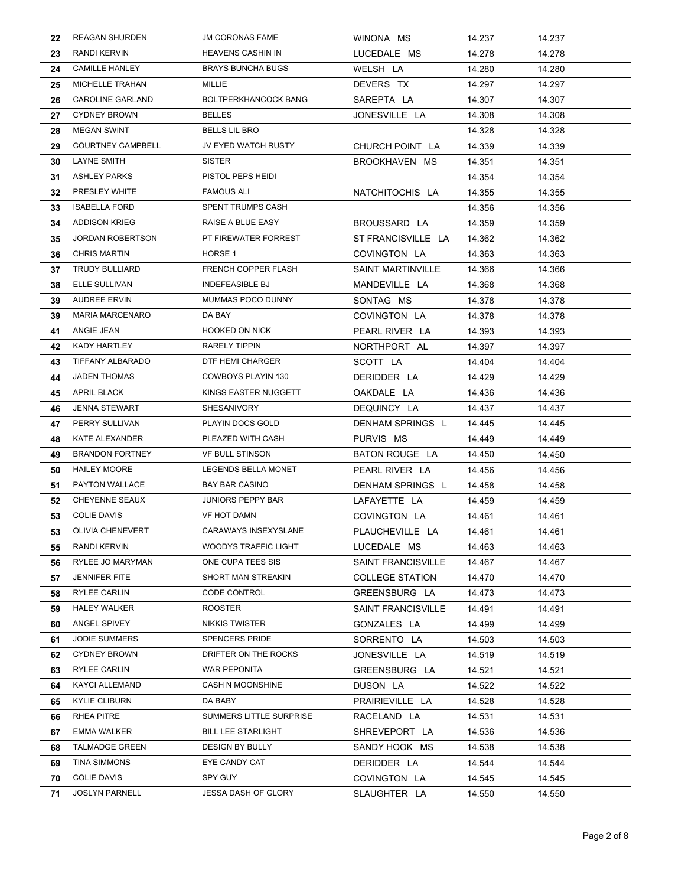| | | | | | |
|---|---|---|---|---|---|
| 22 | REAGAN SHURDEN | JM CORONAS FAME | WINONA MS | 14.237 | 14.237 |
| 23 | RANDI KERVIN | HEAVENS CASHIN IN | LUCEDALE MS | 14.278 | 14.278 |
| 24 | CAMILLE HANLEY | BRAYS BUNCHA BUGS | WELSH LA | 14.280 | 14.280 |
| 25 | MICHELLE TRAHAN | MILLIE | DEVERS TX | 14.297 | 14.297 |
| 26 | CAROLINE GARLAND | BOLTPERKHANCOCK BANG | SAREPTA LA | 14.307 | 14.307 |
| 27 | CYDNEY BROWN | BELLES | JONESVILLE LA | 14.308 | 14.308 |
| 28 | MEGAN SWINT | BELLS LIL BRO | | 14.328 | 14.328 |
| 29 | COURTNEY CAMPBELL | JV EYED WATCH RUSTY | CHURCH POINT LA | 14.339 | 14.339 |
| 30 | LAYNE SMITH | SISTER | BROOKHAVEN MS | 14.351 | 14.351 |
| 31 | ASHLEY PARKS | PISTOL PEPS HEIDI | | 14.354 | 14.354 |
| 32 | PRESLEY WHITE | FAMOUS ALI | NATCHITOCHIS LA | 14.355 | 14.355 |
| 33 | ISABELLA FORD | SPENT TRUMPS CASH | | 14.356 | 14.356 |
| 34 | ADDISON KRIEG | RAISE A BLUE EASY | BROUSSARD LA | 14.359 | 14.359 |
| 35 | JORDAN ROBERTSON | PT FIREWATER FORREST | ST FRANCISVILLE LA | 14.362 | 14.362 |
| 36 | CHRIS MARTIN | HORSE 1 | COVINGTON LA | 14.363 | 14.363 |
| 37 | TRUDY BULLIARD | FRENCH COPPER FLASH | SAINT MARTINVILLE | 14.366 | 14.366 |
| 38 | ELLE SULLIVAN | INDEFEASIBLE BJ | MANDEVILLE LA | 14.368 | 14.368 |
| 39 | AUDREE ERVIN | MUMMAS POCO DUNNY | SONTAG MS | 14.378 | 14.378 |
| 39 | MARIA MARCENARO | DA BAY | COVINGTON LA | 14.378 | 14.378 |
| 41 | ANGIE JEAN | HOOKED ON NICK | PEARL RIVER LA | 14.393 | 14.393 |
| 42 | KADY HARTLEY | RARELY TIPPIN | NORTHPORT AL | 14.397 | 14.397 |
| 43 | TIFFANY ALBARADO | DTF HEMI CHARGER | SCOTT LA | 14.404 | 14.404 |
| 44 | JADEN THOMAS | COWBOYS PLAYIN 130 | DERIDDER LA | 14.429 | 14.429 |
| 45 | APRIL BLACK | KINGS EASTER NUGGETT | OAKDALE LA | 14.436 | 14.436 |
| 46 | JENNA STEWART | SHESANIVORY | DEQUINCY LA | 14.437 | 14.437 |
| 47 | PERRY SULLIVAN | PLAYIN DOCS GOLD | DENHAM SPRINGS L | 14.445 | 14.445 |
| 48 | KATE ALEXANDER | PLEAZED WITH CASH | PURVIS MS | 14.449 | 14.449 |
| 49 | BRANDON FORTNEY | VF BULL STINSON | BATON ROUGE LA | 14.450 | 14.450 |
| 50 | HAILEY MOORE | LEGENDS BELLA MONET | PEARL RIVER LA | 14.456 | 14.456 |
| 51 | PAYTON WALLACE | BAY BAR CASINO | DENHAM SPRINGS L | 14.458 | 14.458 |
| 52 | CHEYENNE SEAUX | JUNIORS PEPPY BAR | LAFAYETTE LA | 14.459 | 14.459 |
| 53 | COLIE DAVIS | VF HOT DAMN | COVINGTON LA | 14.461 | 14.461 |
| 53 | OLIVIA CHENEVERT | CARAWAYS INSEXYSLANE | PLAUCHEVILLE LA | 14.461 | 14.461 |
| 55 | RANDI KERVIN | WOODYS TRAFFIC LIGHT | LUCEDALE MS | 14.463 | 14.463 |
| 56 | RYLEE JO MARYMAN | ONE CUPA TEES SIS | SAINT FRANCISVILLE | 14.467 | 14.467 |
| 57 | JENNIFER FITE | SHORT MAN STREAKIN | COLLEGE STATION | 14.470 | 14.470 |
| 58 | RYLEE CARLIN | CODE CONTROL | GREENSBURG LA | 14.473 | 14.473 |
| 59 | HALEY WALKER | ROOSTER | SAINT FRANCISVILLE | 14.491 | 14.491 |
| 60 | ANGEL SPIVEY | NIKKIS TWISTER | GONZALES LA | 14.499 | 14.499 |
| 61 | JODIE SUMMERS | SPENCERS PRIDE | SORRENTO LA | 14.503 | 14.503 |
| 62 | CYDNEY BROWN | DRIFTER ON THE ROCKS | JONESVILLE LA | 14.519 | 14.519 |
| 63 | RYLEE CARLIN | WAR PEPONITA | GREENSBURG LA | 14.521 | 14.521 |
| 64 | KAYCI ALLEMAND | CASH N MOONSHINE | DUSON LA | 14.522 | 14.522 |
| 65 | KYLIE CLIBURN | DA BABY | PRAIRIEVILLE LA | 14.528 | 14.528 |
| 66 | RHEA PITRE | SUMMERS LITTLE SURPRISE | RACELAND LA | 14.531 | 14.531 |
| 67 | EMMA WALKER | BILL LEE STARLIGHT | SHREVEPORT LA | 14.536 | 14.536 |
| 68 | TALMADGE GREEN | DESIGN BY BULLY | SANDY HOOK MS | 14.538 | 14.538 |
| 69 | TINA SIMMONS | EYE CANDY CAT | DERIDDER LA | 14.544 | 14.544 |
| 70 | COLIE DAVIS | SPY GUY | COVINGTON LA | 14.545 | 14.545 |
| 71 | JOSLYN PARNELL | JESSA DASH OF GLORY | SLAUGHTER LA | 14.550 | 14.550 |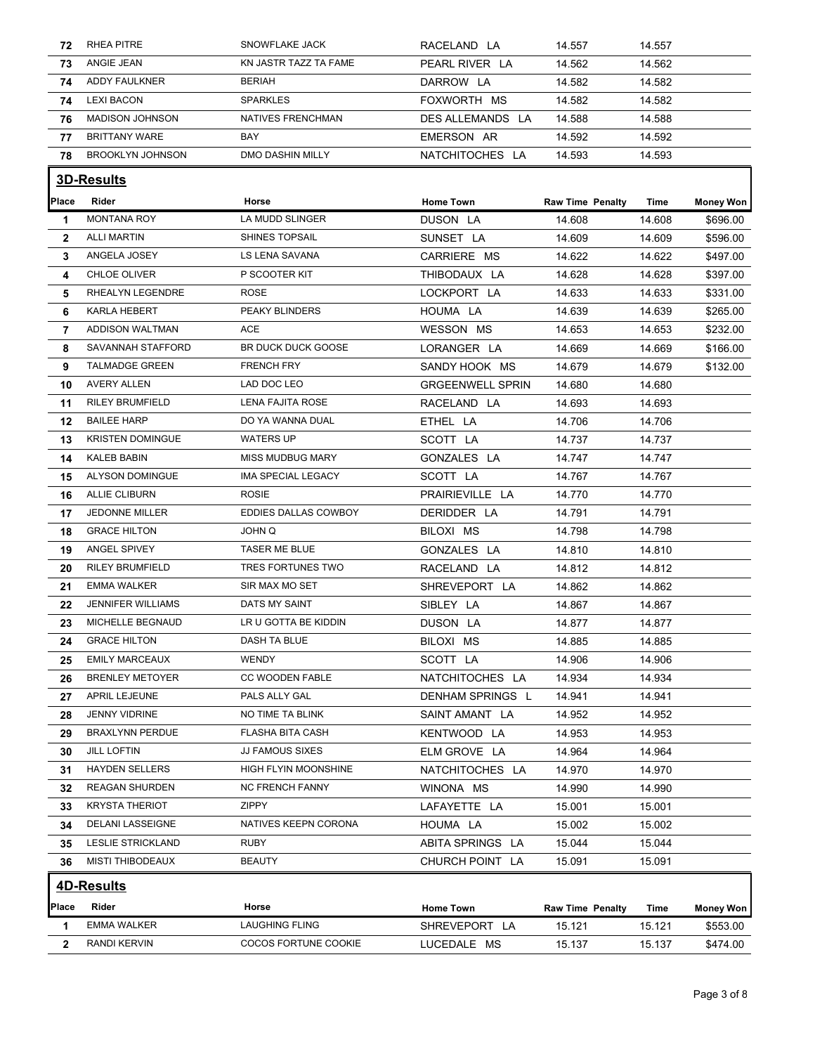| Place | Rider | Horse | Home Town | Raw Time | Penalty | Time | Money Won |
|---|---|---|---|---|---|---|---|
| 72 | RHEA PITRE | SNOWFLAKE JACK | RACELAND LA | 14.557 | | 14.557 | |
| 73 | ANGIE JEAN | KN JASTR TAZZ TA FAME | PEARL RIVER LA | 14.562 | | 14.562 | |
| 74 | ADDY FAULKNER | BERIAH | DARROW LA | 14.582 | | 14.582 | |
| 74 | LEXI BACON | SPARKLES | FOXWORTH MS | 14.582 | | 14.582 | |
| 76 | MADISON JOHNSON | NATIVES FRENCHMAN | DES ALLEMANDS LA | 14.588 | | 14.588 | |
| 77 | BRITTANY WARE | BAY | EMERSON AR | 14.592 | | 14.592 | |
| 78 | BROOKLYN JOHNSON | DMO DASHIN MILLY | NATCHITOCHES LA | 14.593 | | 14.593 | |

## 3D-Results

| Place | Rider | Horse | Home Town | Raw Time | Penalty | Time | Money Won |
|---|---|---|---|---|---|---|---|
| 1 | MONTANA ROY | LA MUDD SLINGER | DUSON LA | 14.608 | | 14.608 | $696.00 |
| 2 | ALLI MARTIN | SHINES TOPSAIL | SUNSET LA | 14.609 | | 14.609 | $596.00 |
| 3 | ANGELA JOSEY | LS LENA SAVANA | CARRIERE MS | 14.622 | | 14.622 | $497.00 |
| 4 | CHLOE OLIVER | P SCOOTER KIT | THIBODAUX LA | 14.628 | | 14.628 | $397.00 |
| 5 | RHEALYN LEGENDRE | ROSE | LOCKPORT LA | 14.633 | | 14.633 | $331.00 |
| 6 | KARLA HEBERT | PEAKY BLINDERS | HOUMA LA | 14.639 | | 14.639 | $265.00 |
| 7 | ADDISON WALTMAN | ACE | WESSON MS | 14.653 | | 14.653 | $232.00 |
| 8 | SAVANNAH STAFFORD | BR DUCK DUCK GOOSE | LORANGER LA | 14.669 | | 14.669 | $166.00 |
| 9 | TALMADGE GREEN | FRENCH FRY | SANDY HOOK MS | 14.679 | | 14.679 | $132.00 |
| 10 | AVERY ALLEN | LAD DOC LEO | GRGEENWELL SPRIN | 14.680 | | 14.680 | |
| 11 | RILEY BRUMFIELD | LENA FAJITA ROSE | RACELAND LA | 14.693 | | 14.693 | |
| 12 | BAILEE HARP | DO YA WANNA DUAL | ETHEL LA | 14.706 | | 14.706 | |
| 13 | KRISTEN DOMINGUE | WATERS UP | SCOTT LA | 14.737 | | 14.737 | |
| 14 | KALEB BABIN | MISS MUDBUG MARY | GONZALES LA | 14.747 | | 14.747 | |
| 15 | ALYSON DOMINGUE | IMA SPECIAL LEGACY | SCOTT LA | 14.767 | | 14.767 | |
| 16 | ALLIE CLIBURN | ROSIE | PRAIRIEVILLE LA | 14.770 | | 14.770 | |
| 17 | JEDONNE MILLER | EDDIES DALLAS COWBOY | DERIDDER LA | 14.791 | | 14.791 | |
| 18 | GRACE HILTON | JOHN Q | BILOXI MS | 14.798 | | 14.798 | |
| 19 | ANGEL SPIVEY | TASER ME BLUE | GONZALES LA | 14.810 | | 14.810 | |
| 20 | RILEY BRUMFIELD | TRES FORTUNES TWO | RACELAND LA | 14.812 | | 14.812 | |
| 21 | EMMA WALKER | SIR MAX MO SET | SHREVEPORT LA | 14.862 | | 14.862 | |
| 22 | JENNIFER WILLIAMS | DATS MY SAINT | SIBLEY LA | 14.867 | | 14.867 | |
| 23 | MICHELLE BEGNAUD | LR U GOTTA BE KIDDIN | DUSON LA | 14.877 | | 14.877 | |
| 24 | GRACE HILTON | DASH TA BLUE | BILOXI MS | 14.885 | | 14.885 | |
| 25 | EMILY MARCEAUX | WENDY | SCOTT LA | 14.906 | | 14.906 | |
| 26 | BRENLEY METOYER | CC WOODEN FABLE | NATCHITOCHES LA | 14.934 | | 14.934 | |
| 27 | APRIL LEJEUNE | PALS ALLY GAL | DENHAM SPRINGS L | 14.941 | | 14.941 | |
| 28 | JENNY VIDRINE | NO TIME TA BLINK | SAINT AMANT LA | 14.952 | | 14.952 | |
| 29 | BRAXLYNN PERDUE | FLASHA BITA CASH | KENTWOOD LA | 14.953 | | 14.953 | |
| 30 | JILL LOFTIN | JJ FAMOUS SIXES | ELM GROVE LA | 14.964 | | 14.964 | |
| 31 | HAYDEN SELLERS | HIGH FLYIN MOONSHINE | NATCHITOCHES LA | 14.970 | | 14.970 | |
| 32 | REAGAN SHURDEN | NC FRENCH FANNY | WINONA MS | 14.990 | | 14.990 | |
| 33 | KRYSTA THERIOT | ZIPPY | LAFAYETTE LA | 15.001 | | 15.001 | |
| 34 | DELANI LASSEIGNE | NATIVES KEEPN CORONA | HOUMA LA | 15.002 | | 15.002 | |
| 35 | LESLIE STRICKLAND | RUBY | ABITA SPRINGS LA | 15.044 | | 15.044 | |
| 36 | MISTI THIBODEAUX | BEAUTY | CHURCH POINT LA | 15.091 | | 15.091 | |

## 4D-Results

| Place | Rider | Horse | Home Town | Raw Time | Penalty | Time | Money Won |
|---|---|---|---|---|---|---|---|
| 1 | EMMA WALKER | LAUGHING FLING | SHREVEPORT LA | 15.121 | | 15.121 | $553.00 |
| 2 | RANDI KERVIN | COCOS FORTUNE COOKIE | LUCEDALE MS | 15.137 | | 15.137 | $474.00 |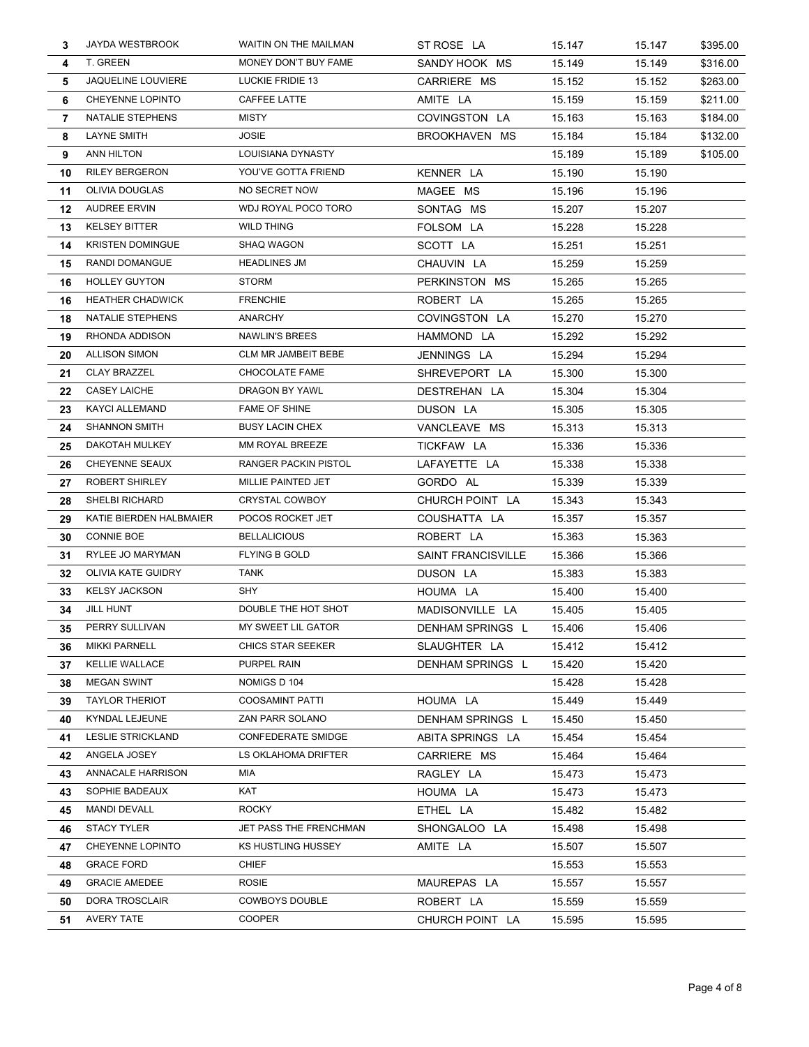| | | | | | | |
|---|---|---|---|---|---|---|
| 3 | JAYDA WESTBROOK | WAITIN ON THE MAILMAN | ST ROSE LA | 15.147 | 15.147 | $395.00 |
| 4 | T. GREEN | MONEY DON'T BUY FAME | SANDY HOOK MS | 15.149 | 15.149 | $316.00 |
| 5 | JAQUELINE LOUVIERE | LUCKIE FRIDIE 13 | CARRIERE MS | 15.152 | 15.152 | $263.00 |
| 6 | CHEYENNE LOPINTO | CAFFEE LATTE | AMITE LA | 15.159 | 15.159 | $211.00 |
| 7 | NATALIE STEPHENS | MISTY | COVINGSTON LA | 15.163 | 15.163 | $184.00 |
| 8 | LAYNE SMITH | JOSIE | BROOKHAVEN MS | 15.184 | 15.184 | $132.00 |
| 9 | ANN HILTON | LOUISIANA DYNASTY | | 15.189 | 15.189 | $105.00 |
| 10 | RILEY BERGERON | YOU'VE GOTTA FRIEND | KENNER LA | 15.190 | 15.190 | |
| 11 | OLIVIA DOUGLAS | NO SECRET NOW | MAGEE MS | 15.196 | 15.196 | |
| 12 | AUDREE ERVIN | WDJ ROYAL POCO TORO | SONTAG MS | 15.207 | 15.207 | |
| 13 | KELSEY BITTER | WILD THING | FOLSOM LA | 15.228 | 15.228 | |
| 14 | KRISTEN DOMINGUE | SHAQ WAGON | SCOTT LA | 15.251 | 15.251 | |
| 15 | RANDI DOMANGUE | HEADLINES JM | CHAUVIN LA | 15.259 | 15.259 | |
| 16 | HOLLEY GUYTON | STORM | PERKINSTON MS | 15.265 | 15.265 | |
| 16 | HEATHER CHADWICK | FRENCHIE | ROBERT LA | 15.265 | 15.265 | |
| 18 | NATALIE STEPHENS | ANARCHY | COVINGSTON LA | 15.270 | 15.270 | |
| 19 | RHONDA ADDISON | NAWLIN'S BREES | HAMMOND LA | 15.292 | 15.292 | |
| 20 | ALLISON SIMON | CLM MR JAMBEIT BEBE | JENNINGS LA | 15.294 | 15.294 | |
| 21 | CLAY BRAZZEL | CHOCOLATE FAME | SHREVEPORT LA | 15.300 | 15.300 | |
| 22 | CASEY LAICHE | DRAGON BY YAWL | DESTREHAN LA | 15.304 | 15.304 | |
| 23 | KAYCI ALLEMAND | FAME OF SHINE | DUSON LA | 15.305 | 15.305 | |
| 24 | SHANNON SMITH | BUSY LACIN CHEX | VANCLEAVE MS | 15.313 | 15.313 | |
| 25 | DAKOTAH MULKEY | MM ROYAL BREEZE | TICKFAW LA | 15.336 | 15.336 | |
| 26 | CHEYENNE SEAUX | RANGER PACKIN PISTOL | LAFAYETTE LA | 15.338 | 15.338 | |
| 27 | ROBERT SHIRLEY | MILLIE PAINTED JET | GORDO AL | 15.339 | 15.339 | |
| 28 | SHELBI RICHARD | CRYSTAL COWBOY | CHURCH POINT LA | 15.343 | 15.343 | |
| 29 | KATIE BIERDEN HALBMAIER | POCOS ROCKET JET | COUSHATTA LA | 15.357 | 15.357 | |
| 30 | CONNIE BOE | BELLALICIOUS | ROBERT LA | 15.363 | 15.363 | |
| 31 | RYLEE JO MARYMAN | FLYING B GOLD | SAINT FRANCISVILLE | 15.366 | 15.366 | |
| 32 | OLIVIA KATE GUIDRY | TANK | DUSON LA | 15.383 | 15.383 | |
| 33 | KELSY JACKSON | SHY | HOUMA LA | 15.400 | 15.400 | |
| 34 | JILL HUNT | DOUBLE THE HOT SHOT | MADISONVILLE LA | 15.405 | 15.405 | |
| 35 | PERRY SULLIVAN | MY SWEET LIL GATOR | DENHAM SPRINGS L | 15.406 | 15.406 | |
| 36 | MIKKI PARNELL | CHICS STAR SEEKER | SLAUGHTER LA | 15.412 | 15.412 | |
| 37 | KELLIE WALLACE | PURPEL RAIN | DENHAM SPRINGS L | 15.420 | 15.420 | |
| 38 | MEGAN SWINT | NOMIGS D 104 | | 15.428 | 15.428 | |
| 39 | TAYLOR THERIOT | COOSAMINT PATTI | HOUMA LA | 15.449 | 15.449 | |
| 40 | KYNDAL LEJEUNE | ZAN PARR SOLANO | DENHAM SPRINGS L | 15.450 | 15.450 | |
| 41 | LESLIE STRICKLAND | CONFEDERATE SMIDGE | ABITA SPRINGS LA | 15.454 | 15.454 | |
| 42 | ANGELA JOSEY | LS OKLAHOMA DRIFTER | CARRIERE MS | 15.464 | 15.464 | |
| 43 | ANNACALE HARRISON | MIA | RAGLEY LA | 15.473 | 15.473 | |
| 43 | SOPHIE BADEAUX | KAT | HOUMA LA | 15.473 | 15.473 | |
| 45 | MANDI DEVALL | ROCKY | ETHEL LA | 15.482 | 15.482 | |
| 46 | STACY TYLER | JET PASS THE FRENCHMAN | SHONGALOO LA | 15.498 | 15.498 | |
| 47 | CHEYENNE LOPINTO | KS HUSTLING HUSSEY | AMITE LA | 15.507 | 15.507 | |
| 48 | GRACE FORD | CHIEF | | 15.553 | 15.553 | |
| 49 | GRACIE AMEDEE | ROSIE | MAUREPAS LA | 15.557 | 15.557 | |
| 50 | DORA TROSCLAIR | COWBOYS DOUBLE | ROBERT LA | 15.559 | 15.559 | |
| 51 | AVERY TATE | COOPER | CHURCH POINT LA | 15.595 | 15.595 | |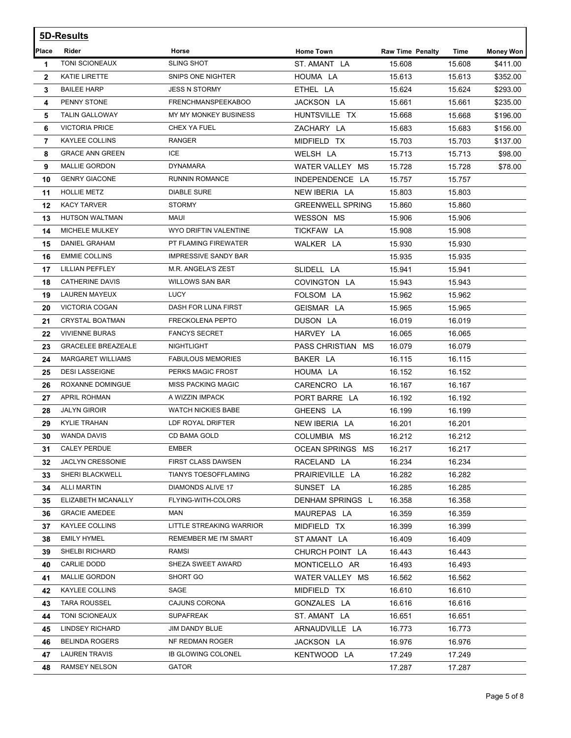## 5D-Results

| Place | Rider | Horse | Home Town | Raw Time | Penalty | Time | Money Won |
|---|---|---|---|---|---|---|---|
| 1 | TONI SCIONEAUX | SLING SHOT | ST. AMANT LA | 15.608 | | 15.608 | $411.00 |
| 2 | KATIE LIRETTE | SNIPS ONE NIGHTER | HOUMA LA | 15.613 | | 15.613 | $352.00 |
| 3 | BAILEE HARP | JESS N STORMY | ETHEL LA | 15.624 | | 15.624 | $293.00 |
| 4 | PENNY STONE | FRENCHMANSPEEKABOO | JACKSON LA | 15.661 | | 15.661 | $235.00 |
| 5 | TALIN GALLOWAY | MY MY MONKEY BUSINESS | HUNTSVILLE TX | 15.668 | | 15.668 | $196.00 |
| 6 | VICTORIA PRICE | CHEX YA FUEL | ZACHARY LA | 15.683 | | 15.683 | $156.00 |
| 7 | KAYLEE COLLINS | RANGER | MIDFIELD TX | 15.703 | | 15.703 | $137.00 |
| 8 | GRACE ANN GREEN | ICE | WELSH LA | 15.713 | | 15.713 | $98.00 |
| 9 | MALLIE GORDON | DYNAMARA | WATER VALLEY MS | 15.728 | | 15.728 | $78.00 |
| 10 | GENRY GIACONE | RUNNIN ROMANCE | INDEPENDENCE LA | 15.757 | | 15.757 | |
| 11 | HOLLIE METZ | DIABLE SURE | NEW IBERIA LA | 15.803 | | 15.803 | |
| 12 | KACY TARVER | STORMY | GREENWELL SPRING | 15.860 | | 15.860 | |
| 13 | HUTSON WALTMAN | MAUI | WESSON MS | 15.906 | | 15.906 | |
| 14 | MICHELE MULKEY | WYO DRIFTIN VALENTINE | TICKFAW LA | 15.908 | | 15.908 | |
| 15 | DANIEL GRAHAM | PT FLAMING FIREWATER | WALKER LA | 15.930 | | 15.930 | |
| 16 | EMMIE COLLINS | IMPRESSIVE SANDY BAR | | 15.935 | | 15.935 | |
| 17 | LILLIAN PEFFLEY | M.R. ANGELA'S ZEST | SLIDELL LA | 15.941 | | 15.941 | |
| 18 | CATHERINE DAVIS | WILLOWS SAN BAR | COVINGTON LA | 15.943 | | 15.943 | |
| 19 | LAUREN MAYEUX | LUCY | FOLSOM LA | 15.962 | | 15.962 | |
| 20 | VICTORIA COGAN | DASH FOR LUNA FIRST | GEISMAR LA | 15.965 | | 15.965 | |
| 21 | CRYSTAL BOATMAN | FRECKOLENA PEPTO | DUSON LA | 16.019 | | 16.019 | |
| 22 | VIVIENNE BURAS | FANCYS SECRET | HARVEY LA | 16.065 | | 16.065 | |
| 23 | GRACELEE BREAZEALE | NIGHTLIGHT | PASS CHRISTIAN MS | 16.079 | | 16.079 | |
| 24 | MARGARET WILLIAMS | FABULOUS MEMORIES | BAKER LA | 16.115 | | 16.115 | |
| 25 | DESI LASSEIGNE | PERKS MAGIC FROST | HOUMA LA | 16.152 | | 16.152 | |
| 26 | ROXANNE DOMINGUE | MISS PACKING MAGIC | CARENCRO LA | 16.167 | | 16.167 | |
| 27 | APRIL ROHMAN | A WIZZIN IMPACK | PORT BARRE LA | 16.192 | | 16.192 | |
| 28 | JALYN GIROIR | WATCH NICKIES BABE | GHEENS LA | 16.199 | | 16.199 | |
| 29 | KYLIE TRAHAN | LDF ROYAL DRIFTER | NEW IBERIA LA | 16.201 | | 16.201 | |
| 30 | WANDA DAVIS | CD BAMA GOLD | COLUMBIA MS | 16.212 | | 16.212 | |
| 31 | CALEY PERDUE | EMBER | OCEAN SPRINGS MS | 16.217 | | 16.217 | |
| 32 | JACLYN CRESSONIE | FIRST CLASS DAWSEN | RACELAND LA | 16.234 | | 16.234 | |
| 33 | SHERI BLACKWELL | TIANYS TOESOFFLAMING | PRAIRIEVILLE LA | 16.282 | | 16.282 | |
| 34 | ALLI MARTIN | DIAMONDS ALIVE 17 | SUNSET LA | 16.285 | | 16.285 | |
| 35 | ELIZABETH MCANALLY | FLYING-WITH-COLORS | DENHAM SPRINGS L | 16.358 | | 16.358 | |
| 36 | GRACIE AMEDEE | MAN | MAUREPAS LA | 16.359 | | 16.359 | |
| 37 | KAYLEE COLLINS | LITTLE STREAKING WARRIOR | MIDFIELD TX | 16.399 | | 16.399 | |
| 38 | EMILY HYMEL | REMEMBER ME I'M SMART | ST AMANT LA | 16.409 | | 16.409 | |
| 39 | SHELBI RICHARD | RAMSI | CHURCH POINT LA | 16.443 | | 16.443 | |
| 40 | CARLIE DODD | SHEZA SWEET AWARD | MONTICELLO AR | 16.493 | | 16.493 | |
| 41 | MALLIE GORDON | SHORT GO | WATER VALLEY MS | 16.562 | | 16.562 | |
| 42 | KAYLEE COLLINS | SAGE | MIDFIELD TX | 16.610 | | 16.610 | |
| 43 | TARA ROUSSEL | CAJUNS CORONA | GONZALES LA | 16.616 | | 16.616 | |
| 44 | TONI SCIONEAUX | SUPAFREAK | ST. AMANT LA | 16.651 | | 16.651 | |
| 45 | LINDSEY RICHARD | JIM DANDY BLUE | ARNAUDVILLE LA | 16.773 | | 16.773 | |
| 46 | BELINDA ROGERS | NF REDMAN ROGER | JACKSON LA | 16.976 | | 16.976 | |
| 47 | LAUREN TRAVIS | IB GLOWING COLONEL | KENTWOOD LA | 17.249 | | 17.249 | |
| 48 | RAMSEY NELSON | GATOR | | 17.287 | | 17.287 | |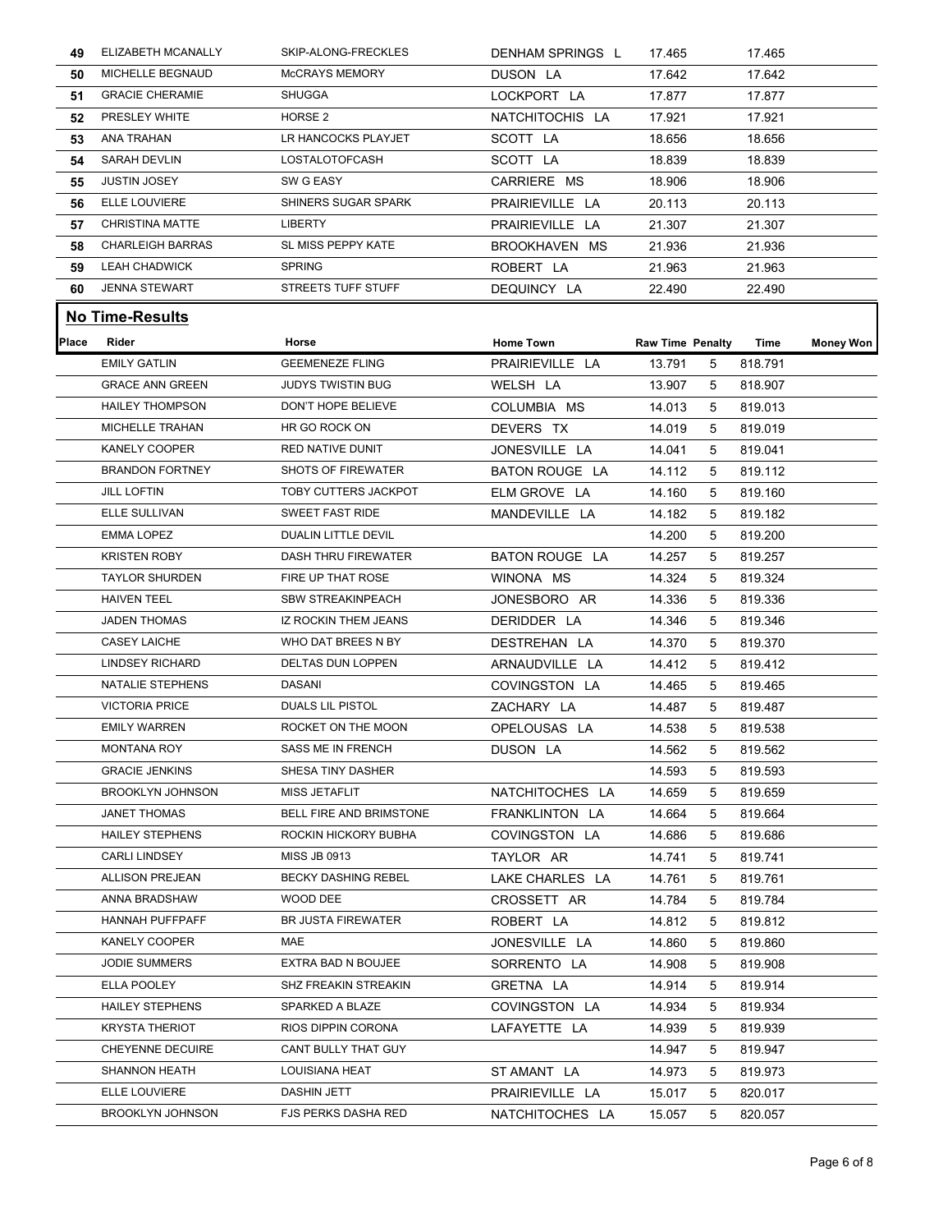| 49 | ELIZABETH MCANALLY | SKIP-ALONG-FRECKLES | DENHAM SPRINGS L | 17.465 | | 17.465 | |
|---|---|---|---|---|---|---|---|
| 50 | MICHELLE BEGNAUD | McCRAYS MEMORY | DUSON LA | 17.642 | | 17.642 | |
| 51 | GRACIE CHERAMIE | SHUGGA | LOCKPORT LA | 17.877 | | 17.877 | |
| 52 | PRESLEY WHITE | HORSE 2 | NATCHITOCHIS LA | 17.921 | | 17.921 | |
| 53 | ANA TRAHAN | LR HANCOCKS PLAYJET | SCOTT LA | 18.656 | | 18.656 | |
| 54 | SARAH DEVLIN | LOSTALOTOFCASH | SCOTT LA | 18.839 | | 18.839 | |
| 55 | JUSTIN JOSEY | SW G EASY | CARRIERE MS | 18.906 | | 18.906 | |
| 56 | ELLE LOUVIERE | SHINERS SUGAR SPARK | PRAIRIEVILLE LA | 20.113 | | 20.113 | |
| 57 | CHRISTINA MATTE | LIBERTY | PRAIRIEVILLE LA | 21.307 | | 21.307 | |
| 58 | CHARLEIGH BARRAS | SL MISS PEPPY KATE | BROOKHAVEN MS | 21.936 | | 21.936 | |
| 59 | LEAH CHADWICK | SPRING | ROBERT LA | 21.963 | | 21.963 | |
| 60 | JENNA STEWART | STREETS TUFF STUFF | DEQUINCY LA | 22.490 | | 22.490 | |

## No Time-Results

| Place | Rider | Horse | Home Town | Raw Time | Penalty | Time | Money Won |
|---|---|---|---|---|---|---|---|
| | EMILY GATLIN | GEEMENEZE FLING | PRAIRIEVILLE LA | 13.791 | 5 | 818.791 | |
| | GRACE ANN GREEN | JUDYS TWISTIN BUG | WELSH LA | 13.907 | 5 | 818.907 | |
| | HAILEY THOMPSON | DON'T HOPE BELIEVE | COLUMBIA MS | 14.013 | 5 | 819.013 | |
| | MICHELLE TRAHAN | HR GO ROCK ON | DEVERS TX | 14.019 | 5 | 819.019 | |
| | KANELY COOPER | RED NATIVE DUNIT | JONESVILLE LA | 14.041 | 5 | 819.041 | |
| | BRANDON FORTNEY | SHOTS OF FIREWATER | BATON ROUGE LA | 14.112 | 5 | 819.112 | |
| | JILL LOFTIN | TOBY CUTTERS JACKPOT | ELM GROVE LA | 14.160 | 5 | 819.160 | |
| | ELLE SULLIVAN | SWEET FAST RIDE | MANDEVILLE LA | 14.182 | 5 | 819.182 | |
| | EMMA LOPEZ | DUALIN LITTLE DEVIL | | 14.200 | 5 | 819.200 | |
| | KRISTEN ROBY | DASH THRU FIREWATER | BATON ROUGE LA | 14.257 | 5 | 819.257 | |
| | TAYLOR SHURDEN | FIRE UP THAT ROSE | WINONA MS | 14.324 | 5 | 819.324 | |
| | HAIVEN TEEL | SBW STREAKINPEACH | JONESBORO AR | 14.336 | 5 | 819.336 | |
| | JADEN THOMAS | IZ ROCKIN THEM JEANS | DERIDDER LA | 14.346 | 5 | 819.346 | |
| | CASEY LAICHE | WHO DAT BREES N BY | DESTREHAN LA | 14.370 | 5 | 819.370 | |
| | LINDSEY RICHARD | DELTAS DUN LOPPEN | ARNAUDVILLE LA | 14.412 | 5 | 819.412 | |
| | NATALIE STEPHENS | DASANI | COVINGSTON LA | 14.465 | 5 | 819.465 | |
| | VICTORIA PRICE | DUALS LIL PISTOL | ZACHARY LA | 14.487 | 5 | 819.487 | |
| | EMILY WARREN | ROCKET ON THE MOON | OPELOUSAS LA | 14.538 | 5 | 819.538 | |
| | MONTANA ROY | SASS ME IN FRENCH | DUSON LA | 14.562 | 5 | 819.562 | |
| | GRACIE JENKINS | SHESA TINY DASHER | | 14.593 | 5 | 819.593 | |
| | BROOKLYN JOHNSON | MISS JETAFLIT | NATCHITOCHES LA | 14.659 | 5 | 819.659 | |
| | JANET THOMAS | BELL FIRE AND BRIMSTONE | FRANKLINTON LA | 14.664 | 5 | 819.664 | |
| | HAILEY STEPHENS | ROCKIN HICKORY BUBHA | COVINGSTON LA | 14.686 | 5 | 819.686 | |
| | CARLI LINDSEY | MISS JB 0913 | TAYLOR AR | 14.741 | 5 | 819.741 | |
| | ALLISON PREJEAN | BECKY DASHING REBEL | LAKE CHARLES LA | 14.761 | 5 | 819.761 | |
| | ANNA BRADSHAW | WOOD DEE | CROSSETT AR | 14.784 | 5 | 819.784 | |
| | HANNAH PUFFPAFF | BR JUSTA FIREWATER | ROBERT LA | 14.812 | 5 | 819.812 | |
| | KANELY COOPER | MAE | JONESVILLE LA | 14.860 | 5 | 819.860 | |
| | JODIE SUMMERS | EXTRA BAD N BOUJEE | SORRENTO LA | 14.908 | 5 | 819.908 | |
| | ELLA POOLEY | SHZ FREAKIN STREAKIN | GRETNA LA | 14.914 | 5 | 819.914 | |
| | HAILEY STEPHENS | SPARKED A BLAZE | COVINGSTON LA | 14.934 | 5 | 819.934 | |
| | KRYSTA THERIOT | RIOS DIPPIN CORONA | LAFAYETTE LA | 14.939 | 5 | 819.939 | |
| | CHEYENNE DECUIRE | CANT BULLY THAT GUY | | 14.947 | 5 | 819.947 | |
| | SHANNON HEATH | LOUISIANA HEAT | ST AMANT LA | 14.973 | 5 | 819.973 | |
| | ELLE LOUVIERE | DASHIN JETT | PRAIRIEVILLE LA | 15.017 | 5 | 820.017 | |
| | BROOKLYN JOHNSON | FJS PERKS DASHA RED | NATCHITOCHES LA | 15.057 | 5 | 820.057 | |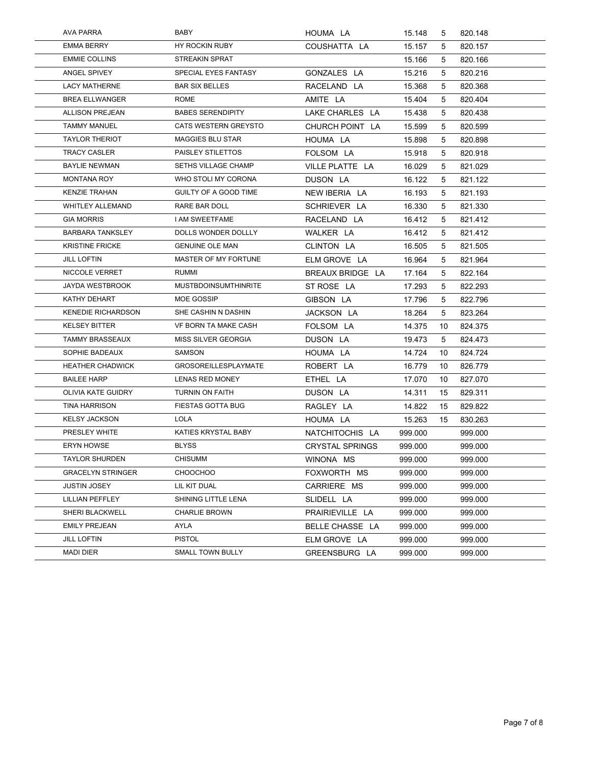| | | | | | |
|---|---|---|---|---|---|
| AVA PARRA | BABY | HOUMA LA | 15.148 | 5 | 820.148 |
| EMMA BERRY | HY ROCKIN RUBY | COUSHATTA LA | 15.157 | 5 | 820.157 |
| EMMIE COLLINS | STREAKIN SPRAT | | 15.166 | 5 | 820.166 |
| ANGEL SPIVEY | SPECIAL EYES FANTASY | GONZALES LA | 15.216 | 5 | 820.216 |
| LACY MATHERNE | BAR SIX BELLES | RACELAND LA | 15.368 | 5 | 820.368 |
| BREA ELLWANGER | ROME | AMITE LA | 15.404 | 5 | 820.404 |
| ALLISON PREJEAN | BABES SERENDIPITY | LAKE CHARLES LA | 15.438 | 5 | 820.438 |
| TAMMY MANUEL | CATS WESTERN GREYSTO | CHURCH POINT LA | 15.599 | 5 | 820.599 |
| TAYLOR THERIOT | MAGGIES BLU STAR | HOUMA LA | 15.898 | 5 | 820.898 |
| TRACY CASLER | PAISLEY STILETTOS | FOLSOM LA | 15.918 | 5 | 820.918 |
| BAYLIE NEWMAN | SETHS VILLAGE CHAMP | VILLE PLATTE LA | 16.029 | 5 | 821.029 |
| MONTANA ROY | WHO STOLI MY CORONA | DUSON LA | 16.122 | 5 | 821.122 |
| KENZIE TRAHAN | GUILTY OF A GOOD TIME | NEW IBERIA LA | 16.193 | 5 | 821.193 |
| WHITLEY ALLEMAND | RARE BAR DOLL | SCHRIEVER LA | 16.330 | 5 | 821.330 |
| GIA MORRIS | I AM SWEETFAME | RACELAND LA | 16.412 | 5 | 821.412 |
| BARBARA TANKSLEY | DOLLS WONDER DOLLLY | WALKER LA | 16.412 | 5 | 821.412 |
| KRISTINE FRICKE | GENUINE OLE MAN | CLINTON LA | 16.505 | 5 | 821.505 |
| JILL LOFTIN | MASTER OF MY FORTUNE | ELM GROVE LA | 16.964 | 5 | 821.964 |
| NICCOLE VERRET | RUMMI | BREAUX BRIDGE LA | 17.164 | 5 | 822.164 |
| JAYDA WESTBROOK | MUSTBDOINSUMTHINRITE | ST ROSE LA | 17.293 | 5 | 822.293 |
| KATHY DEHART | MOE GOSSIP | GIBSON LA | 17.796 | 5 | 822.796 |
| KENEDIE RICHARDSON | SHE CASHIN N DASHIN | JACKSON LA | 18.264 | 5 | 823.264 |
| KELSEY BITTER | VF BORN TA MAKE CASH | FOLSOM LA | 14.375 | 10 | 824.375 |
| TAMMY BRASSEAUX | MISS SILVER GEORGIA | DUSON LA | 19.473 | 5 | 824.473 |
| SOPHIE BADEAUX | SAMSON | HOUMA LA | 14.724 | 10 | 824.724 |
| HEATHER CHADWICK | GROSOREILLESPLAYMATE | ROBERT LA | 16.779 | 10 | 826.779 |
| BAILEE HARP | LENAS RED MONEY | ETHEL LA | 17.070 | 10 | 827.070 |
| OLIVIA KATE GUIDRY | TURNIN ON FAITH | DUSON LA | 14.311 | 15 | 829.311 |
| TINA HARRISON | FIESTAS GOTTA BUG | RAGLEY LA | 14.822 | 15 | 829.822 |
| KELSY JACKSON | LOLA | HOUMA LA | 15.263 | 15 | 830.263 |
| PRESLEY WHITE | KATIES KRYSTAL BABY | NATCHITOCHIS LA | 999.000 | | 999.000 |
| ERYN HOWSE | BLYSS | CRYSTAL SPRINGS | 999.000 | | 999.000 |
| TAYLOR SHURDEN | CHISUMM | WINONA MS | 999.000 | | 999.000 |
| GRACELYN STRINGER | CHOOCHOO | FOXWORTH MS | 999.000 | | 999.000 |
| JUSTIN JOSEY | LIL KIT DUAL | CARRIERE MS | 999.000 | | 999.000 |
| LILLIAN PEFFLEY | SHINING LITTLE LENA | SLIDELL LA | 999.000 | | 999.000 |
| SHERI BLACKWELL | CHARLIE BROWN | PRAIRIEVILLE LA | 999.000 | | 999.000 |
| EMILY PREJEAN | AYLA | BELLE CHASSE LA | 999.000 | | 999.000 |
| JILL LOFTIN | PISTOL | ELM GROVE LA | 999.000 | | 999.000 |
| MADI DIER | SMALL TOWN BULLY | GREENSBURG LA | 999.000 | | 999.000 |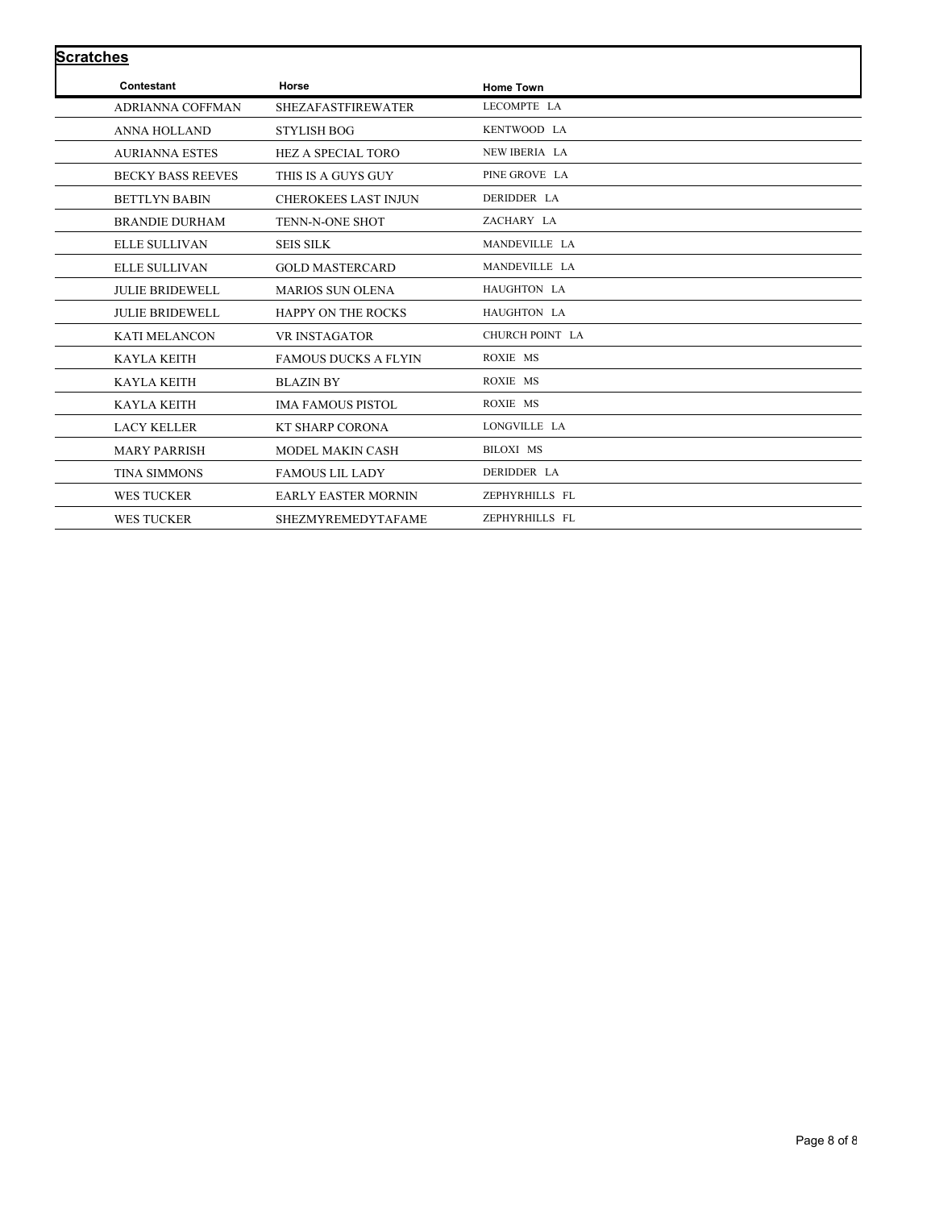## Scratches

| Contestant | Horse | Home Town |
|---|---|---|
| ADRIANNA COFFMAN | SHEZAFASTFIREWATER | LECOMPTE LA |
| ANNA HOLLAND | STYLISH BOG | KENTWOOD LA |
| AURIANNA ESTES | HEZ A SPECIAL TORO | NEW IBERIA LA |
| BECKY BASS REEVES | THIS IS A GUYS GUY | PINE GROVE LA |
| BETTLYN BABIN | CHEROKEES LAST INJUN | DERIDDER LA |
| BRANDIE DURHAM | TENN-N-ONE SHOT | ZACHARY LA |
| ELLE SULLIVAN | SEIS SILK | MANDEVILLE LA |
| ELLE SULLIVAN | GOLD MASTERCARD | MANDEVILLE LA |
| JULIE BRIDEWELL | MARIOS SUN OLENA | HAUGHTON LA |
| JULIE BRIDEWELL | HAPPY ON THE ROCKS | HAUGHTON LA |
| KATI MELANCON | VR INSTAGATOR | CHURCH POINT LA |
| KAYLA KEITH | FAMOUS DUCKS A FLYIN | ROXIE MS |
| KAYLA KEITH | BLAZIN BY | ROXIE MS |
| KAYLA KEITH | IMA FAMOUS PISTOL | ROXIE MS |
| LACY KELLER | KT SHARP CORONA | LONGVILLE LA |
| MARY PARRISH | MODEL MAKIN CASH | BILOXI MS |
| TINA SIMMONS | FAMOUS LIL LADY | DERIDDER LA |
| WES TUCKER | EARLY EASTER MORNIN | ZEPHYRHILLS FL |
| WES TUCKER | SHEZMYREMEDYTAFAME | ZEPHYRHILLS FL |